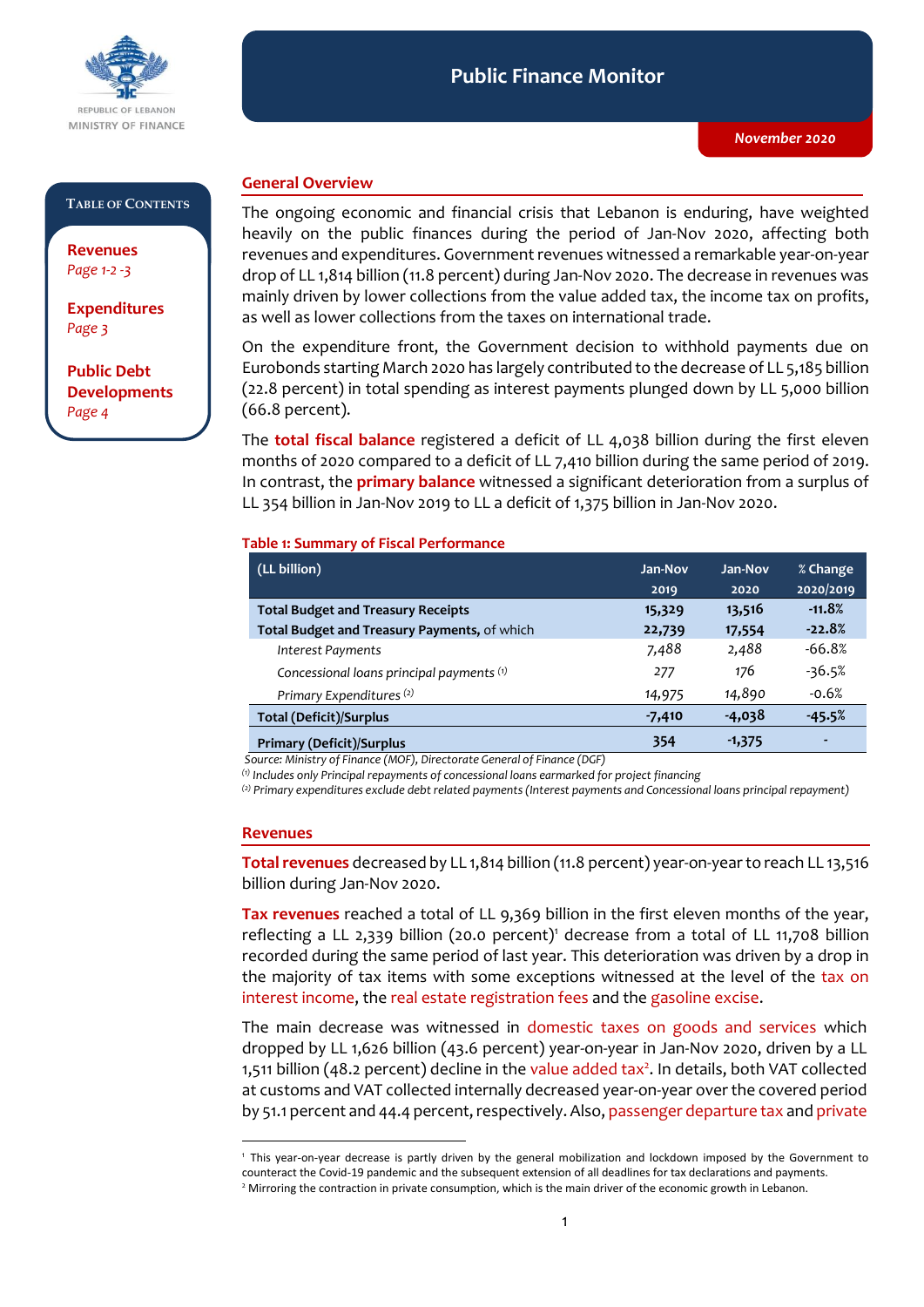REPUBLIC OF LEBANON
MINISTRY OF FINANCE

# Public Finance Monitor

*November 2020*

**Table of Contents**

**Revenues** *Page 1-2 -3*

**Expenditures** *Page 3*

**Public Debt Developments** *Page 4*

## General Overview

The ongoing economic and financial crisis that Lebanon is enduring, have weighted heavily on the public finances during the period of Jan-Nov 2020, affecting both revenues and expenditures. Government revenues witnessed a remarkable year-on-year drop of LL 1,814 billion (11.8 percent) during Jan-Nov 2020. The decrease in revenues was mainly driven by lower collections from the value added tax, the income tax on profits, as well as lower collections from the taxes on international trade.

On the expenditure front, the Government decision to withhold payments due on Eurobonds starting March 2020 has largely contributed to the decrease of LL 5,185 billion (22.8 percent) in total spending as interest payments plunged down by LL 5,000 billion (66.8 percent).

The **total fiscal balance** registered a deficit of LL 4,038 billion during the first eleven months of 2020 compared to a deficit of LL 7,410 billion during the same period of 2019. In contrast, the **primary balance** witnessed a significant deterioration from a surplus of LL 354 billion in Jan-Nov 2019 to LL a deficit of 1,375 billion in Jan-Nov 2020.

**Table 1: Summary of Fiscal Performance**

| (LL billion) | Jan-Nov 2019 | Jan-Nov 2020 | % Change 2020/2019 |
|---|---|---|---|
| **Total Budget and Treasury Receipts** | **15,329** | **13,516** | **-11.8%** |
| **Total Budget and Treasury Payments,** of which | **22,739** | **17,554** | **-22.8%** |
| *Interest Payments* | 7,488 | 2,488 | -66.8% |
| *Concessional loans principal payments* (1) | 277 | 176 | -36.5% |
| *Primary Expenditures* (2) | 14,975 | 14,890 | -0.6% |
| **Total (Deficit)/Surplus** | **-7,410** | **-4,038** | **-45.5%** |
| **Primary (Deficit)/Surplus** | **354** | **-1,375** | **-** |

*Source: Ministry of Finance (MOF), Directorate General of Finance (DGF)*

*(1) Includes only Principal repayments of concessional loans earmarked for project financing*

*(2) Primary expenditures exclude debt related payments (Interest payments and Concessional loans principal repayment)*

## Revenues

**Total revenues** decreased by LL 1,814 billion (11.8 percent) year-on-year to reach LL 13,516 billion during Jan-Nov 2020.

**Tax revenues** reached a total of LL 9,369 billion in the first eleven months of the year, reflecting a LL 2,339 billion (20.0 percent)[1] decrease from a total of LL 11,708 billion recorded during the same period of last year. This deterioration was driven by a drop in the majority of tax items with some exceptions witnessed at the level of the tax on interest income, the real estate registration fees and the gasoline excise.

The main decrease was witnessed in domestic taxes on goods and services which dropped by LL 1,626 billion (43.6 percent) year-on-year in Jan-Nov 2020, driven by a LL 1,511 billion (48.2 percent) decline in the value added tax[2]. In details, both VAT collected at customs and VAT collected internally decreased year-on-year over the covered period by 51.1 percent and 44.4 percent, respectively. Also, passenger departure tax and private

[1] This year-on-year decrease is partly driven by the general mobilization and lockdown imposed by the Government to counteract the Covid-19 pandemic and the subsequent extension of all deadlines for tax declarations and payments.

[2] Mirroring the contraction in private consumption, which is the main driver of the economic growth in Lebanon.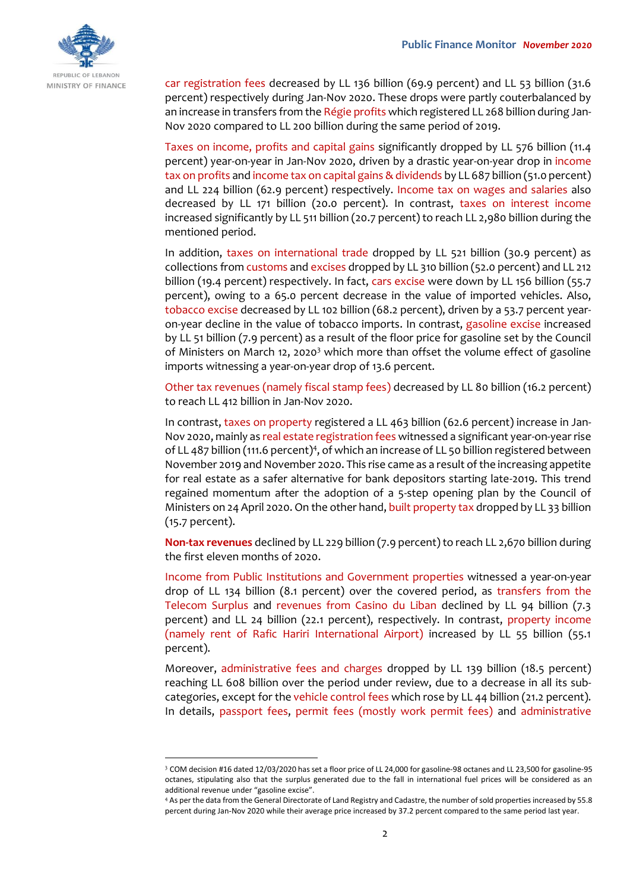car registration fees decreased by LL 136 billion (69.9 percent) and LL 53 billion (31.6 percent) respectively during Jan-Nov 2020. These drops were partly couterbalanced by an increase in transfers from the Régie profits which registered LL 268 billion during Jan-Nov 2020 compared to LL 200 billion during the same period of 2019.

Taxes on income, profits and capital gains significantly dropped by LL 576 billion (11.4 percent) year-on-year in Jan-Nov 2020, driven by a drastic year-on-year drop in income tax on profits and income tax on capital gains & dividends by LL 687 billion (51.0 percent) and LL 224 billion (62.9 percent) respectively. Income tax on wages and salaries also decreased by LL 171 billion (20.0 percent). In contrast, taxes on interest income increased significantly by LL 511 billion (20.7 percent) to reach LL 2,980 billion during the mentioned period.

In addition, taxes on international trade dropped by LL 521 billion (30.9 percent) as collections from customs and excises dropped by LL 310 billion (52.0 percent) and LL 212 billion (19.4 percent) respectively. In fact, cars excise were down by LL 156 billion (55.7 percent), owing to a 65.0 percent decrease in the value of imported vehicles. Also, tobacco excise decreased by LL 102 billion (68.2 percent), driven by a 53.7 percent year-on-year decline in the value of tobacco imports. In contrast, gasoline excise increased by LL 51 billion (7.9 percent) as a result of the floor price for gasoline set by the Council of Ministers on March 12, 2020[3] which more than offset the volume effect of gasoline imports witnessing a year-on-year drop of 13.6 percent.

Other tax revenues (namely fiscal stamp fees) decreased by LL 80 billion (16.2 percent) to reach LL 412 billion in Jan-Nov 2020.

In contrast, taxes on property registered a LL 463 billion (62.6 percent) increase in Jan-Nov 2020, mainly as real estate registration fees witnessed a significant year-on-year rise of LL 487 billion (111.6 percent)[4], of which an increase of LL 50 billion registered between November 2019 and November 2020. This rise came as a result of the increasing appetite for real estate as a safer alternative for bank depositors starting late-2019. This trend regained momentum after the adoption of a 5-step opening plan by the Council of Ministers on 24 April 2020. On the other hand, built property tax dropped by LL 33 billion (15.7 percent).

**Non-tax revenues** declined by LL 229 billion (7.9 percent) to reach LL 2,670 billion during the first eleven months of 2020.

Income from Public Institutions and Government properties witnessed a year-on-year drop of LL 134 billion (8.1 percent) over the covered period, as transfers from the Telecom Surplus and revenues from Casino du Liban declined by LL 94 billion (7.3 percent) and LL 24 billion (22.1 percent), respectively. In contrast, property income (namely rent of Rafic Hariri International Airport) increased by LL 55 billion (55.1 percent).

Moreover, administrative fees and charges dropped by LL 139 billion (18.5 percent) reaching LL 608 billion over the period under review, due to a decrease in all its sub-categories, except for the vehicle control fees which rose by LL 44 billion (21.2 percent). In details, passport fees, permit fees (mostly work permit fees) and administrative

---

[3] COM decision #16 dated 12/03/2020 has set a floor price of LL 24,000 for gasoline-98 octanes and LL 23,500 for gasoline-95 octanes, stipulating also that the surplus generated due to the fall in international fuel prices will be considered as an additional revenue under "gasoline excise".

[4] As per the data from the General Directorate of Land Registry and Cadastre, the number of sold properties increased by 55.8 percent during Jan-Nov 2020 while their average price increased by 37.2 percent compared to the same period last year.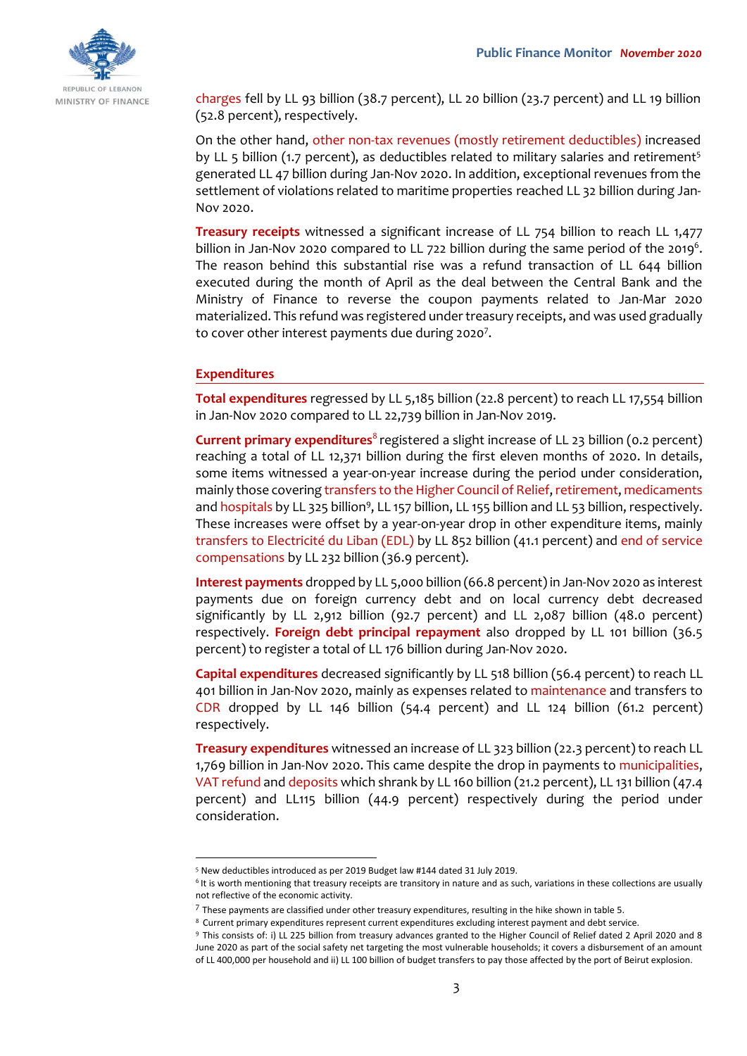charges fell by LL 93 billion (38.7 percent), LL 20 billion (23.7 percent) and LL 19 billion (52.8 percent), respectively.

On the other hand, other non-tax revenues (mostly retirement deductibles) increased by LL 5 billion (1.7 percent), as deductibles related to military salaries and retirement[5] generated LL 47 billion during Jan-Nov 2020. In addition, exceptional revenues from the settlement of violations related to maritime properties reached LL 32 billion during Jan-Nov 2020.

**Treasury receipts** witnessed a significant increase of LL 754 billion to reach LL 1,477 billion in Jan-Nov 2020 compared to LL 722 billion during the same period of the 2019[6]. The reason behind this substantial rise was a refund transaction of LL 644 billion executed during the month of April as the deal between the Central Bank and the Ministry of Finance to reverse the coupon payments related to Jan-Mar 2020 materialized. This refund was registered under treasury receipts, and was used gradually to cover other interest payments due during 2020[7].

## Expenditures

**Total expenditures** regressed by LL 5,185 billion (22.8 percent) to reach LL 17,554 billion in Jan-Nov 2020 compared to LL 22,739 billion in Jan-Nov 2019.

**Current primary expenditures**[8] registered a slight increase of LL 23 billion (0.2 percent) reaching a total of LL 12,371 billion during the first eleven months of 2020. In details, some items witnessed a year-on-year increase during the period under consideration, mainly those covering transfers to the Higher Council of Relief, retirement, medicaments and hospitals by LL 325 billion[9], LL 157 billion, LL 155 billion and LL 53 billion, respectively. These increases were offset by a year-on-year drop in other expenditure items, mainly transfers to Electricité du Liban (EDL) by LL 852 billion (41.1 percent) and end of service compensations by LL 232 billion (36.9 percent).

**Interest payments** dropped by LL 5,000 billion (66.8 percent) in Jan-Nov 2020 as interest payments due on foreign currency debt and on local currency debt decreased significantly by LL 2,912 billion (92.7 percent) and LL 2,087 billion (48.0 percent) respectively. **Foreign debt principal repayment** also dropped by LL 101 billion (36.5 percent) to register a total of LL 176 billion during Jan-Nov 2020.

**Capital expenditures** decreased significantly by LL 518 billion (56.4 percent) to reach LL 401 billion in Jan-Nov 2020, mainly as expenses related to maintenance and transfers to CDR dropped by LL 146 billion (54.4 percent) and LL 124 billion (61.2 percent) respectively.

**Treasury expenditures** witnessed an increase of LL 323 billion (22.3 percent) to reach LL 1,769 billion in Jan-Nov 2020. This came despite the drop in payments to municipalities, VAT refund and deposits which shrank by LL 160 billion (21.2 percent), LL 131 billion (47.4 percent) and LL115 billion (44.9 percent) respectively during the period under consideration.

---

[5] New deductibles introduced as per 2019 Budget law #144 dated 31 July 2019.

[6] It is worth mentioning that treasury receipts are transitory in nature and as such, variations in these collections are usually not reflective of the economic activity.

[7] These payments are classified under other treasury expenditures, resulting in the hike shown in table 5.

[8] Current primary expenditures represent current expenditures excluding interest payment and debt service.

[9] This consists of: i) LL 225 billion from treasury advances granted to the Higher Council of Relief dated 2 April 2020 and 8 June 2020 as part of the social safety net targeting the most vulnerable households; it covers a disbursement of an amount of LL 400,000 per household and ii) LL 100 billion of budget transfers to pay those affected by the port of Beirut explosion.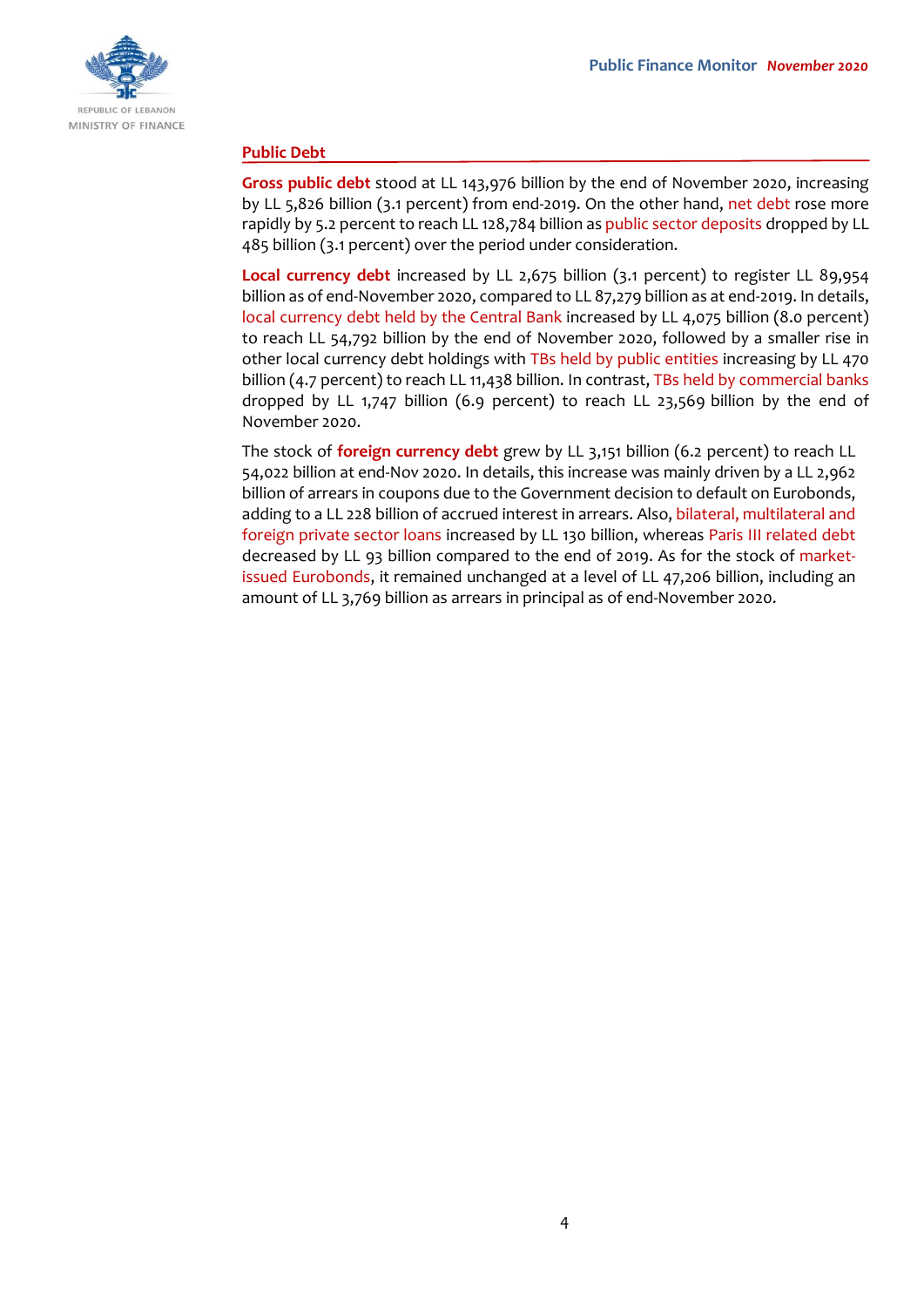## Public Debt

**Gross public debt** stood at LL 143,976 billion by the end of November 2020, increasing by LL 5,826 billion (3.1 percent) from end-2019. On the other hand, net debt rose more rapidly by 5.2 percent to reach LL 128,784 billion as public sector deposits dropped by LL 485 billion (3.1 percent) over the period under consideration.

**Local currency debt** increased by LL 2,675 billion (3.1 percent) to register LL 89,954 billion as of end-November 2020, compared to LL 87,279 billion as at end-2019. In details, local currency debt held by the Central Bank increased by LL 4,075 billion (8.0 percent) to reach LL 54,792 billion by the end of November 2020, followed by a smaller rise in other local currency debt holdings with TBs held by public entities increasing by LL 470 billion (4.7 percent) to reach LL 11,438 billion. In contrast, TBs held by commercial banks dropped by LL 1,747 billion (6.9 percent) to reach LL 23,569 billion by the end of November 2020.

The stock of **foreign currency debt** grew by LL 3,151 billion (6.2 percent) to reach LL 54,022 billion at end-Nov 2020. In details, this increase was mainly driven by a LL 2,962 billion of arrears in coupons due to the Government decision to default on Eurobonds, adding to a LL 228 billion of accrued interest in arrears. Also, bilateral, multilateral and foreign private sector loans increased by LL 130 billion, whereas Paris III related debt decreased by LL 93 billion compared to the end of 2019. As for the stock of market-issued Eurobonds, it remained unchanged at a level of LL 47,206 billion, including an amount of LL 3,769 billion as arrears in principal as of end-November 2020.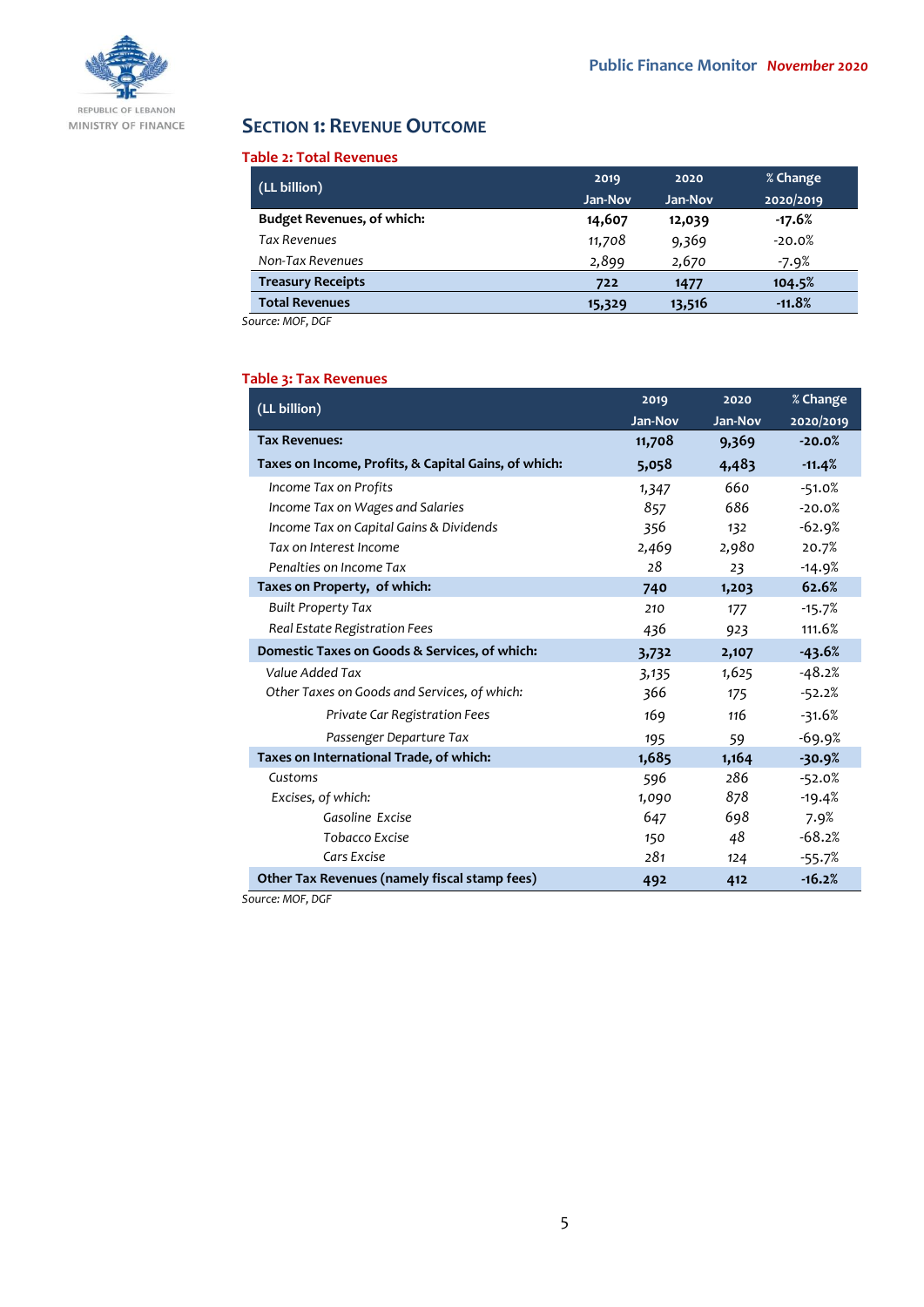## Section 1: Revenue Outcome

**Table 2: Total Revenues**

| (LL billion) | 2019 Jan-Nov | 2020 Jan-Nov | % Change 2020/2019 |
|---|---|---|---|
| **Budget Revenues, of which:** | **14,607** | **12,039** | **-17.6%** |
| *Tax Revenues* | 11,708 | 9,369 | -20.0% |
| *Non-Tax Revenues* | 2,899 | 2,670 | -7.9% |
| **Treasury Receipts** | **722** | **1477** | **104.5%** |
| **Total Revenues** | **15,329** | **13,516** | **-11.8%** |

*Source: MOF, DGF*

**Table 3: Tax Revenues**

| (LL billion) | 2019 Jan-Nov | 2020 Jan-Nov | % Change 2020/2019 |
|---|---|---|---|
| **Tax Revenues:** | **11,708** | **9,369** | **-20.0%** |
| **Taxes on Income, Profits, & Capital Gains, of which:** | **5,058** | **4,483** | **-11.4%** |
| *Income Tax on Profits* | 1,347 | 660 | -51.0% |
| *Income Tax on Wages and Salaries* | 857 | 686 | -20.0% |
| *Income Tax on Capital Gains & Dividends* | 356 | 132 | -62.9% |
| *Tax on Interest Income* | 2,469 | 2,980 | 20.7% |
| *Penalties on Income Tax* | 28 | 23 | -14.9% |
| **Taxes on Property, of which:** | **740** | **1,203** | **62.6%** |
| *Built Property Tax* | 210 | 177 | -15.7% |
| *Real Estate Registration Fees* | 436 | 923 | 111.6% |
| **Domestic Taxes on Goods & Services, of which:** | **3,732** | **2,107** | **-43.6%** |
| *Value Added Tax* | 3,135 | 1,625 | -48.2% |
| *Other Taxes on Goods and Services, of which:* | 366 | 175 | -52.2% |
| *Private Car Registration Fees* | 169 | 116 | -31.6% |
| *Passenger Departure Tax* | 195 | 59 | -69.9% |
| **Taxes on International Trade, of which:** | **1,685** | **1,164** | **-30.9%** |
| *Customs* | 596 | 286 | -52.0% |
| *Excises, of which:* | 1,090 | 878 | -19.4% |
| *Gasoline Excise* | 647 | 698 | 7.9% |
| *Tobacco Excise* | 150 | 48 | -68.2% |
| *Cars Excise* | 281 | 124 | -55.7% |
| **Other Tax Revenues (namely fiscal stamp fees)** | **492** | **412** | **-16.2%** |

*Source: MOF, DGF*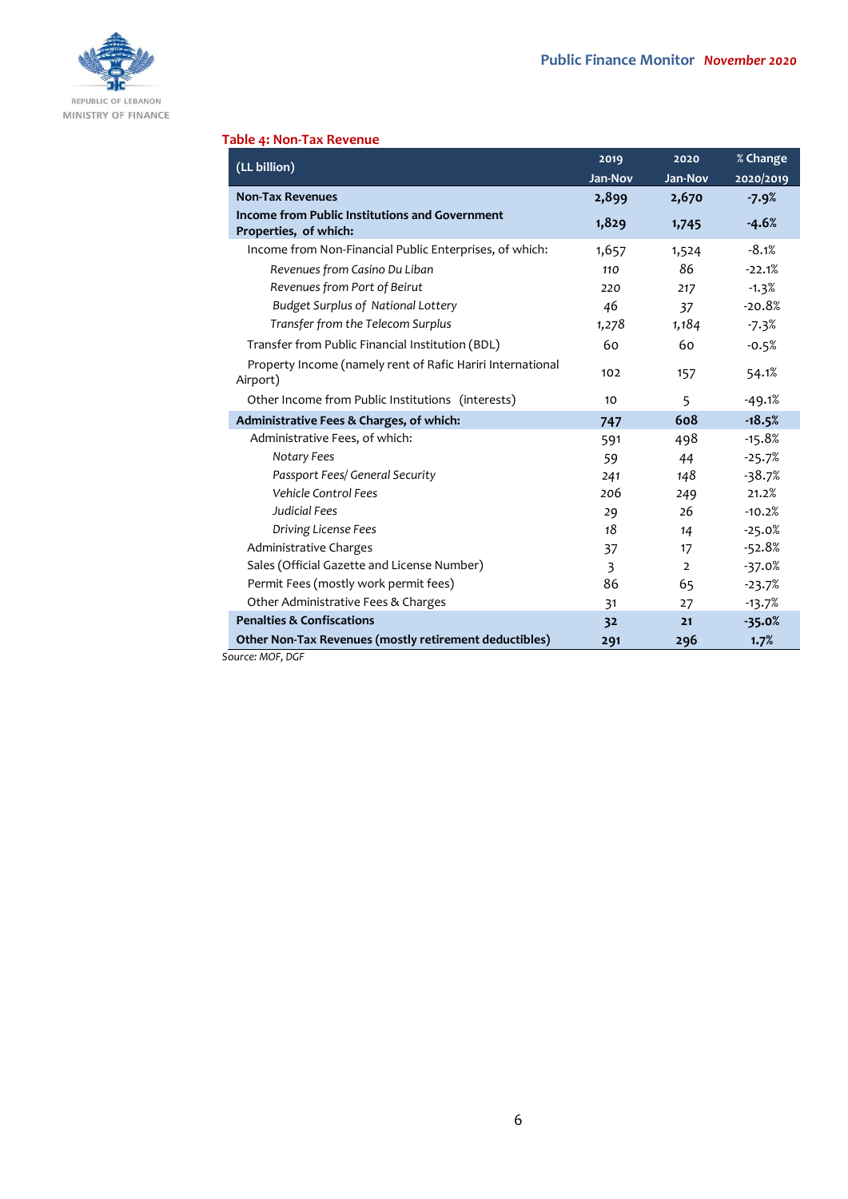**Table 4: Non-Tax Revenue**

| (LL billion) | 2019 Jan-Nov | 2020 Jan-Nov | % Change 2020/2019 |
|---|---|---|---|
| **Non-Tax Revenues** | **2,899** | **2,670** | **-7.9%** |
| **Income from Public Institutions and Government Properties, of which:** | **1,829** | **1,745** | **-4.6%** |
| Income from Non-Financial Public Enterprises, of which: | 1,657 | 1,524 | -8.1% |
| *Revenues from Casino Du Liban* | 110 | 86 | -22.1% |
| *Revenues from Port of Beirut* | 220 | 217 | -1.3% |
| *Budget Surplus of National Lottery* | 46 | 37 | -20.8% |
| *Transfer from the Telecom Surplus* | 1,278 | 1,184 | -7.3% |
| Transfer from Public Financial Institution (BDL) | 60 | 60 | -0.5% |
| Property Income (namely rent of Rafic Hariri International Airport) | 102 | 157 | 54.1% |
| Other Income from Public Institutions (interests) | 10 | 5 | -49.1% |
| **Administrative Fees & Charges, of which:** | **747** | **608** | **-18.5%** |
| Administrative Fees, of which: | 591 | 498 | -15.8% |
| *Notary Fees* | 59 | 44 | -25.7% |
| *Passport Fees/ General Security* | 241 | 148 | -38.7% |
| *Vehicle Control Fees* | 206 | 249 | 21.2% |
| *Judicial Fees* | 29 | 26 | -10.2% |
| *Driving License Fees* | 18 | 14 | -25.0% |
| Administrative Charges | 37 | 17 | -52.8% |
| Sales (Official Gazette and License Number) | 3 | 2 | -37.0% |
| Permit Fees (mostly work permit fees) | 86 | 65 | -23.7% |
| Other Administrative Fees & Charges | 31 | 27 | -13.7% |
| **Penalties & Confiscations** | **32** | **21** | **-35.0%** |
| **Other Non-Tax Revenues (mostly retirement deductibles)** | **291** | **296** | **1.7%** |

*Source: MOF, DGF*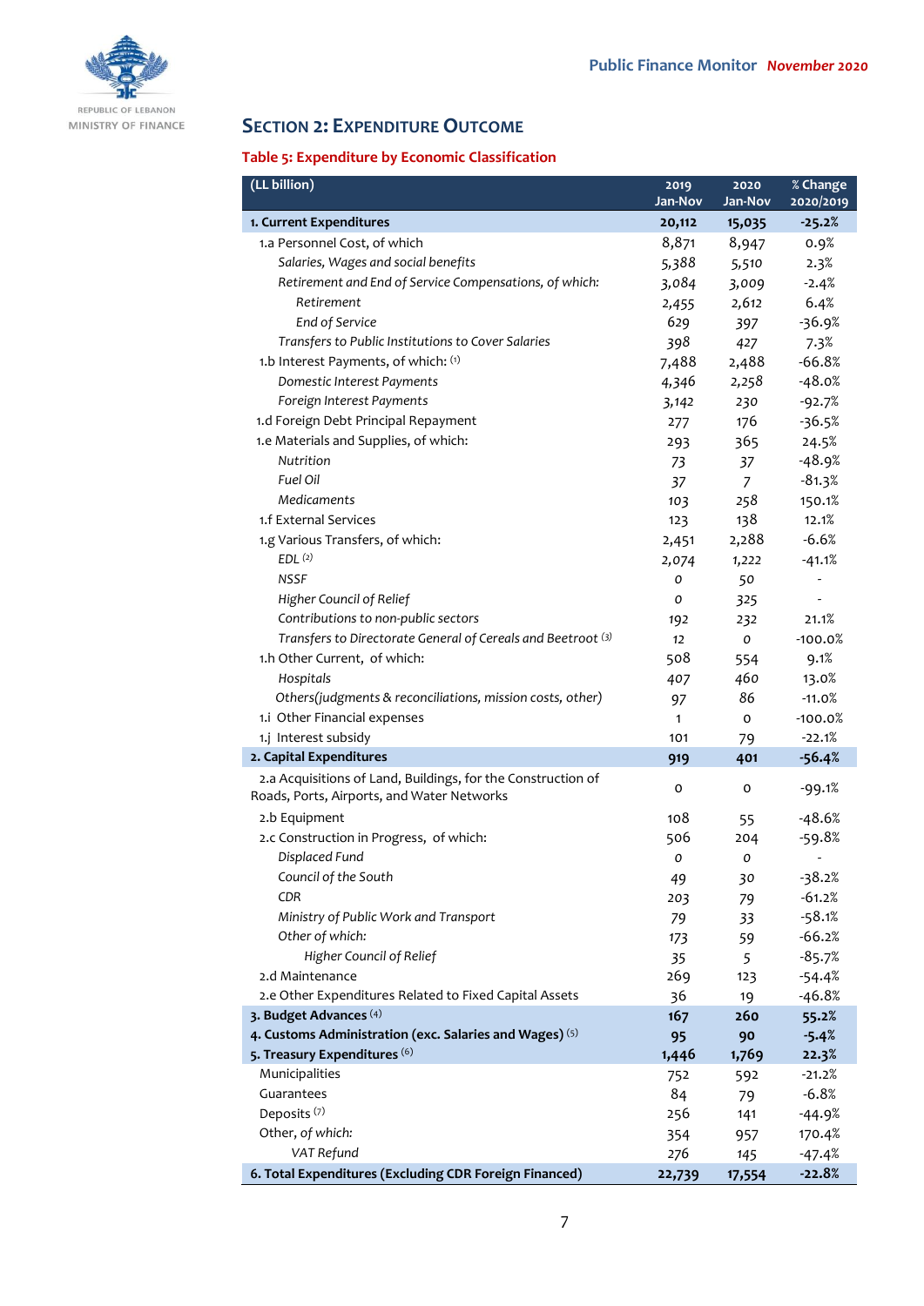## SECTION 2: EXPENDITURE OUTCOME

### Table 5: Expenditure by Economic Classification

| (LL billion) | 2019 Jan-Nov | 2020 Jan-Nov | % Change 2020/2019 |
|---|---|---|---|
| **1. Current Expenditures** | **20,112** | **15,035** | **-25.2%** |
| 1.a Personnel Cost, of which | 8,871 | 8,947 | 0.9% |
| *Salaries, Wages and social benefits* | 5,388 | 5,510 | 2.3% |
| *Retirement and End of Service Compensations, of which:* | 3,084 | 3,009 | -2.4% |
| *Retirement* | 2,455 | 2,612 | 6.4% |
| *End of Service* | 629 | 397 | -36.9% |
| *Transfers to Public Institutions to Cover Salaries* | 398 | 427 | 7.3% |
| 1.b Interest Payments, of which: (1) | 7,488 | 2,488 | -66.8% |
| *Domestic Interest Payments* | 4,346 | 2,258 | -48.0% |
| *Foreign Interest Payments* | 3,142 | 230 | -92.7% |
| 1.d Foreign Debt Principal Repayment | 277 | 176 | -36.5% |
| 1.e Materials and Supplies, of which: | 293 | 365 | 24.5% |
| *Nutrition* | 73 | 37 | -48.9% |
| *Fuel Oil* | 37 | 7 | -81.3% |
| *Medicaments* | 103 | 258 | 150.1% |
| 1.f External Services | 123 | 138 | 12.1% |
| 1.g Various Transfers, of which: | 2,451 | 2,288 | -6.6% |
| *EDL (2)* | 2,074 | 1,222 | -41.1% |
| *NSSF* | 0 | 50 | - |
| *Higher Council of Relief* | 0 | 325 | - |
| *Contributions to non-public sectors* | 192 | 232 | 21.1% |
| *Transfers to Directorate General of Cereals and Beetroot (3)* | 12 | 0 | -100.0% |
| 1.h Other Current, of which: | 508 | 554 | 9.1% |
| *Hospitals* | 407 | 460 | 13.0% |
| *Others(judgments & reconciliations, mission costs, other)* | 97 | 86 | -11.0% |
| 1.i Other Financial expenses | 1 | 0 | -100.0% |
| 1.j Interest subsidy | 101 | 79 | -22.1% |
| **2. Capital Expenditures** | **919** | **401** | **-56.4%** |
| 2.a Acquisitions of Land, Buildings, for the Construction of Roads, Ports, Airports, and Water Networks | 0 | 0 | -99.1% |
| 2.b Equipment | 108 | 55 | -48.6% |
| 2.c Construction in Progress, of which: | 506 | 204 | -59.8% |
| *Displaced Fund* | 0 | 0 | - |
| *Council of the South* | 49 | 30 | -38.2% |
| *CDR* | 203 | 79 | -61.2% |
| *Ministry of Public Work and Transport* | 79 | 33 | -58.1% |
| *Other of which:* | 173 | 59 | -66.2% |
| *Higher Council of Relief* | 35 | 5 | -85.7% |
| 2.d Maintenance | 269 | 123 | -54.4% |
| 2.e Other Expenditures Related to Fixed Capital Assets | 36 | 19 | -46.8% |
| **3. Budget Advances (4)** | **167** | **260** | **55.2%** |
| **4. Customs Administration (exc. Salaries and Wages) (5)** | **95** | **90** | **-5.4%** |
| **5. Treasury Expenditures (6)** | **1,446** | **1,769** | **22.3%** |
| Municipalities | 752 | 592 | -21.2% |
| Guarantees | 84 | 79 | -6.8% |
| Deposits (7) | 256 | 141 | -44.9% |
| Other, *of which:* | 354 | 957 | 170.4% |
| *VAT Refund* | 276 | 145 | -47.4% |
| **6. Total Expenditures (Excluding CDR Foreign Financed)** | **22,739** | **17,554** | **-22.8%** |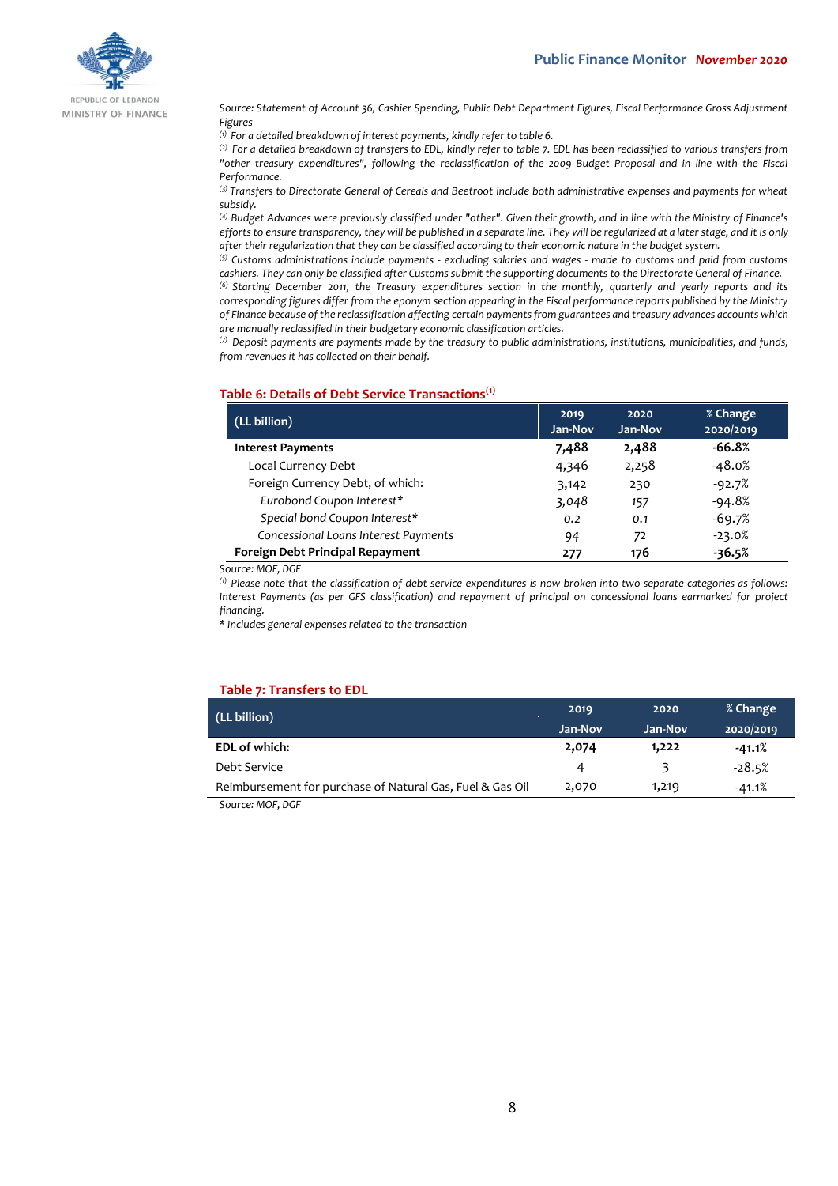Source: Statement of Account 36, Cashier Spending, Public Debt Department Figures, Fiscal Performance Gross Adjustment Figures

[1] For a detailed breakdown of interest payments, kindly refer to table 6.

[2] For a detailed breakdown of transfers to EDL, kindly refer to table 7. EDL has been reclassified to various transfers from "other treasury expenditures", following the reclassification of the 2009 Budget Proposal and in line with the Fiscal Performance.

[3] Transfers to Directorate General of Cereals and Beetroot include both administrative expenses and payments for wheat subsidy.

[4] Budget Advances were previously classified under "other". Given their growth, and in line with the Ministry of Finance's efforts to ensure transparency, they will be published in a separate line. They will be regularized at a later stage, and it is only after their regularization that they can be classified according to their economic nature in the budget system.

[5] Customs administrations include payments - excluding salaries and wages - made to customs and paid from customs cashiers. They can only be classified after Customs submit the supporting documents to the Directorate General of Finance.

[6] Starting December 2011, the Treasury expenditures section in the monthly, quarterly and yearly reports and its corresponding figures differ from the eponym section appearing in the Fiscal performance reports published by the Ministry of Finance because of the reclassification affecting certain payments from guarantees and treasury advances accounts which are manually reclassified in their budgetary economic classification articles.

[7] Deposit payments are payments made by the treasury to public administrations, institutions, municipalities, and funds, from revenues it has collected on their behalf.

### Table 6: Details of Debt Service Transactions[1]

| (LL billion) | 2019 Jan-Nov | 2020 Jan-Nov | % Change 2020/2019 |
|---|---|---|---|
| **Interest Payments** | **7,488** | **2,488** | **-66.8%** |
| Local Currency Debt | 4,346 | 2,258 | -48.0% |
| Foreign Currency Debt, of which: | 3,142 | 230 | -92.7% |
| *Eurobond Coupon Interest** | 3,048 | 157 | -94.8% |
| *Special bond Coupon Interest** | 0.2 | 0.1 | -69.7% |
| *Concessional Loans Interest Payments* | 94 | 72 | -23.0% |
| **Foreign Debt Principal Repayment** | **277** | **176** | **-36.5%** |

*Source: MOF, DGF*

[1] *Please note that the classification of debt service expenditures is now broken into two separate categories as follows: Interest Payments (as per GFS classification) and repayment of principal on concessional loans earmarked for project financing.*

* *Includes general expenses related to the transaction*

### Table 7: Transfers to EDL

| (LL billion) | 2019 Jan-Nov | 2020 Jan-Nov | % Change 2020/2019 |
|---|---|---|---|
| **EDL of which:** | **2,074** | **1,222** | **-41.1%** |
| Debt Service | 4 | 3 | -28.5% |
| Reimbursement for purchase of Natural Gas, Fuel & Gas Oil | 2,070 | 1,219 | -41.1% |

*Source: MOF, DGF*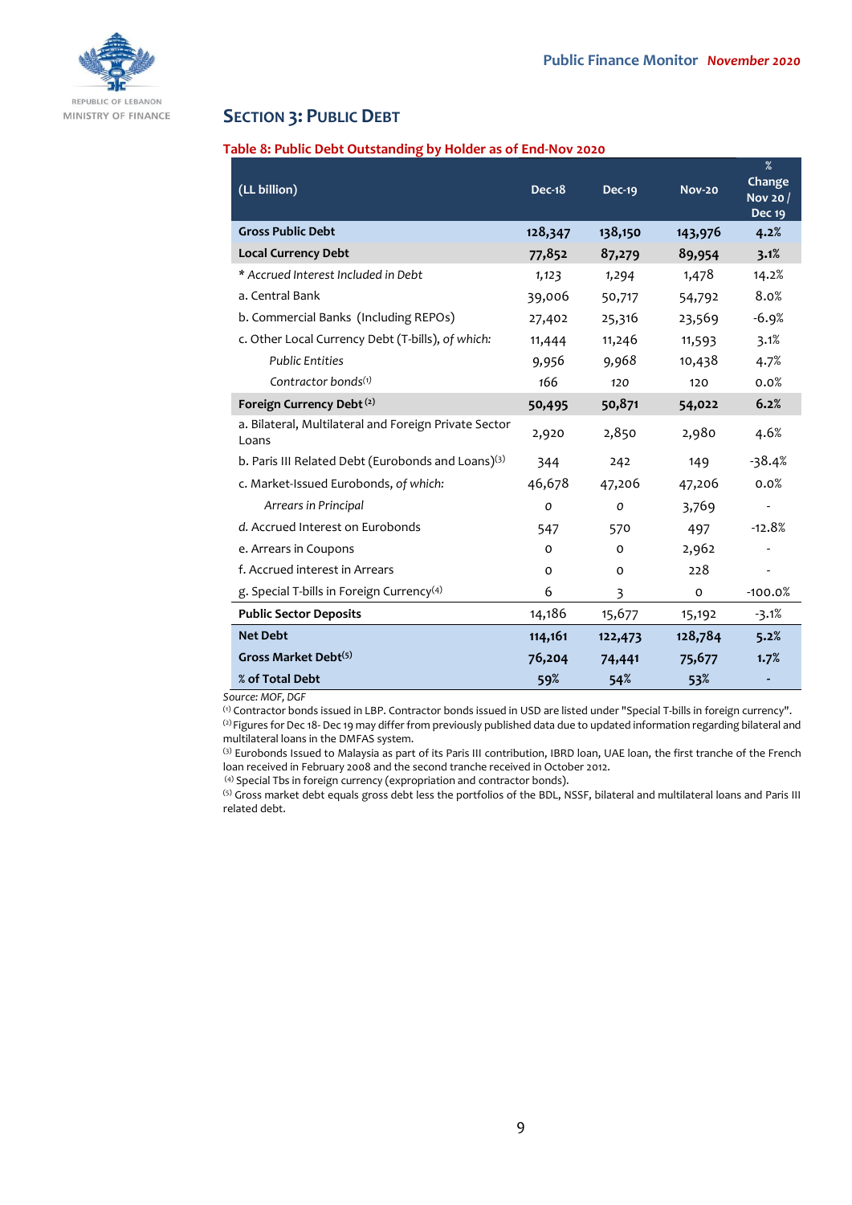## Section 3: Public Debt

**Table 8: Public Debt Outstanding by Holder as of End-Nov 2020**

| (LL billion) | Dec-18 | Dec-19 | Nov-20 | % Change Nov 20 / Dec 19 |
|---|---|---|---|---|
| **Gross Public Debt** | **128,347** | **138,150** | **143,976** | **4.2%** |
| **Local Currency Debt** | **77,852** | **87,279** | **89,954** | **3.1%** |
| * *Accrued Interest Included in Debt* | *1,123* | *1,294* | *1,478* | *14.2%* |
| a. Central Bank | 39,006 | 50,717 | 54,792 | 8.0% |
| b. Commercial Banks (Including REPOs) | 27,402 | 25,316 | 23,569 | -6.9% |
| c. Other Local Currency Debt (T-bills), *of which:* | 11,444 | 11,246 | 11,593 | 3.1% |
| *Public Entities* | 9,956 | 9,968 | 10,438 | 4.7% |
| *Contractor bonds[1]* | 166 | 120 | 120 | 0.0% |
| **Foreign Currency Debt [2]** | **50,495** | **50,871** | **54,022** | **6.2%** |
| a. Bilateral, Multilateral and Foreign Private Sector Loans | 2,920 | 2,850 | 2,980 | 4.6% |
| b. Paris III Related Debt (Eurobonds and Loans)[3] | 344 | 242 | 149 | -38.4% |
| c. Market-Issued Eurobonds, *of which:* | 46,678 | 47,206 | 47,206 | 0.0% |
| *Arrears in Principal* | *0* | *0* | 3,769 | - |
| d. Accrued Interest on Eurobonds | 547 | 570 | 497 | -12.8% |
| e. Arrears in Coupons | 0 | 0 | 2,962 | - |
| f. Accrued interest in Arrears | 0 | 0 | 228 | - |
| g. Special T-bills in Foreign Currency[4] | 6 | 3 | 0 | -100.0% |
| **Public Sector Deposits** | 14,186 | 15,677 | 15,192 | -3.1% |
| **Net Debt** | **114,161** | **122,473** | **128,784** | **5.2%** |
| **Gross Market Debt[5]** | **76,204** | **74,441** | **75,677** | **1.7%** |
| **% of Total Debt** | **59%** | **54%** | **53%** | **-** |

*Source: MOF, DGF*

[1] Contractor bonds issued in LBP. Contractor bonds issued in USD are listed under "Special T-bills in foreign currency".
[2] Figures for Dec 18- Dec 19 may differ from previously published data due to updated information regarding bilateral and multilateral loans in the DMFAS system.
[3] Eurobonds Issued to Malaysia as part of its Paris III contribution, IBRD loan, UAE loan, the first tranche of the French loan received in February 2008 and the second tranche received in October 2012.
[4] Special Tbs in foreign currency (expropriation and contractor bonds).
[5] Gross market debt equals gross debt less the portfolios of the BDL, NSSF, bilateral and multilateral loans and Paris III related debt.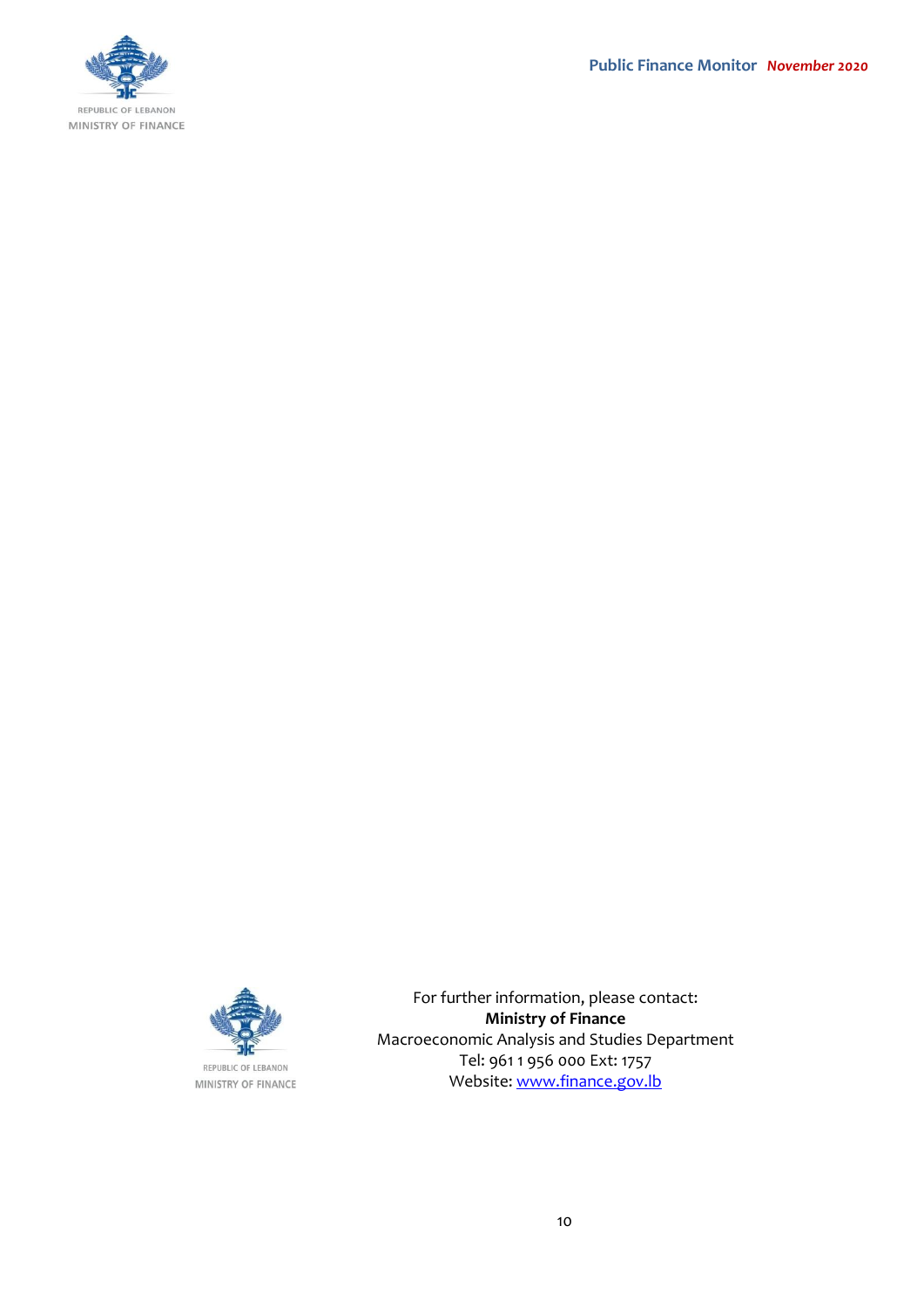REPUBLIC OF LEBANON
MINISTRY OF FINANCE

For further information, please contact:
**Ministry of Finance**
Macroeconomic Analysis and Studies Department
Tel: 961 1 956 000 Ext: 1757
Website: [www.finance.gov.lb](http://www.finance.gov.lb)